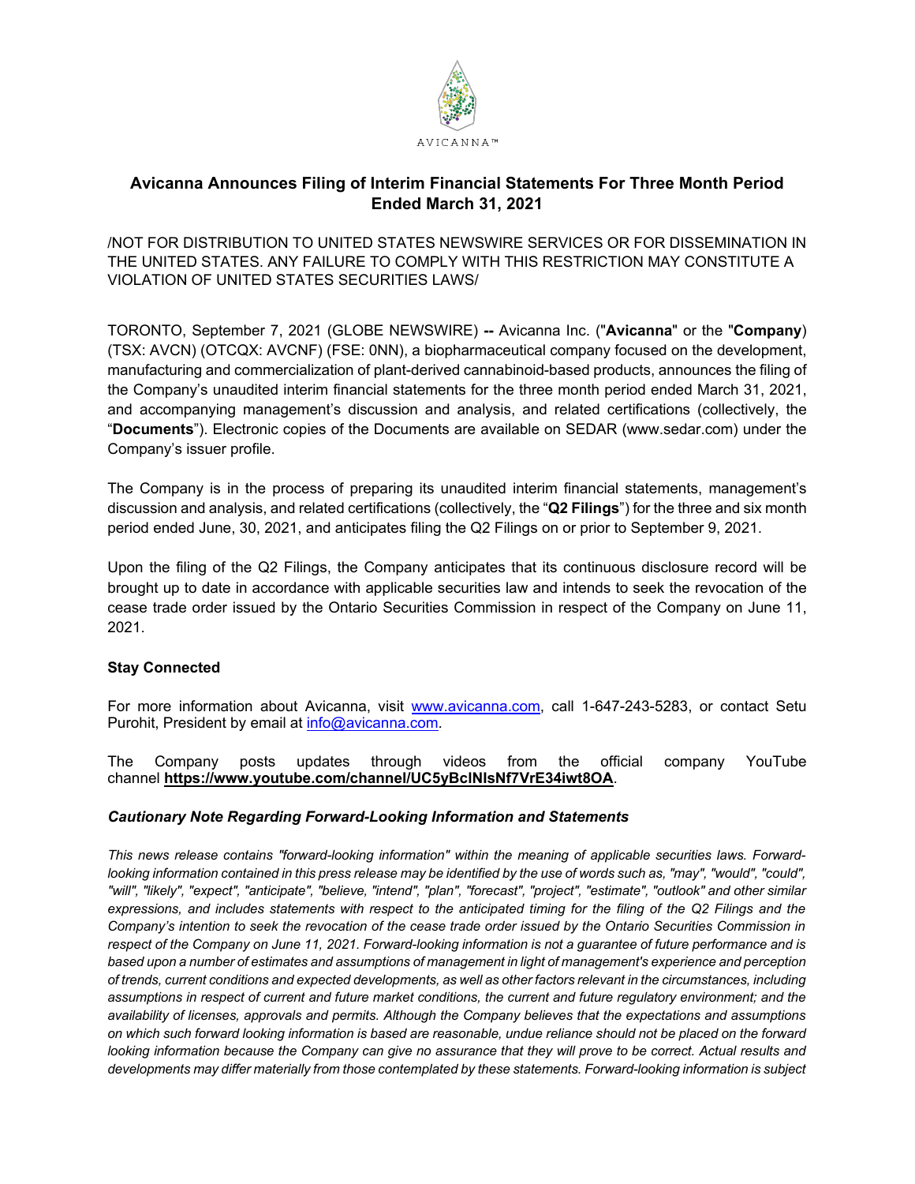AVICANNA™

# Avicanna Announces Filing of Interim Financial Statements For Three Month Period Ended March 31, 2021

/NOT FOR DISTRIBUTION TO UNITED STATES NEWSWIRE SERVICES OR FOR DISSEMINATION IN THE UNITED STATES. ANY FAILURE TO COMPLY WITH THIS RESTRICTION MAY CONSTITUTE A VIOLATION OF UNITED STATES SECURITIES LAWS/

TORONTO, September 7, 2021 (GLOBE NEWSWIRE) **--** Avicanna Inc. ("**Avicanna**" or the "**Company**) (TSX: AVCN) (OTCQX: AVCNF) (FSE: 0NN), a biopharmaceutical company focused on the development, manufacturing and commercialization of plant-derived cannabinoid-based products, announces the filing of the Company's unaudited interim financial statements for the three month period ended March 31, 2021, and accompanying management's discussion and analysis, and related certifications (collectively, the "**Documents**"). Electronic copies of the Documents are available on SEDAR (www.sedar.com) under the Company's issuer profile.

The Company is in the process of preparing its unaudited interim financial statements, management's discussion and analysis, and related certifications (collectively, the "**Q2 Filings**") for the three and six month period ended June, 30, 2021, and anticipates filing the Q2 Filings on or prior to September 9, 2021.

Upon the filing of the Q2 Filings, the Company anticipates that its continuous disclosure record will be brought up to date in accordance with applicable securities law and intends to seek the revocation of the cease trade order issued by the Ontario Securities Commission in respect of the Company on June 11, 2021.

**Stay Connected**

For more information about Avicanna, visit www.avicanna.com, call 1-647-243-5283, or contact Setu Purohit, President by email at info@avicanna.com.

The Company posts updates through videos from the official company YouTube channel **https://www.youtube.com/channel/UC5yBclNIsNf7VrE34iwt8OA**.

***Cautionary Note Regarding Forward-Looking Information and Statements***

*This news release contains "forward-looking information" within the meaning of applicable securities laws. Forward-looking information contained in this press release may be identified by the use of words such as, "may", "would", "could", "will", "likely", "expect", "anticipate", "believe, "intend", "plan", "forecast", "project", "estimate", "outlook" and other similar expressions, and includes statements with respect to the anticipated timing for the filing of the Q2 Filings and the Company's intention to seek the revocation of the cease trade order issued by the Ontario Securities Commission in respect of the Company on June 11, 2021. Forward-looking information is not a guarantee of future performance and is based upon a number of estimates and assumptions of management in light of management's experience and perception of trends, current conditions and expected developments, as well as other factors relevant in the circumstances, including assumptions in respect of current and future market conditions, the current and future regulatory environment; and the availability of licenses, approvals and permits. Although the Company believes that the expectations and assumptions on which such forward looking information is based are reasonable, undue reliance should not be placed on the forward looking information because the Company can give no assurance that they will prove to be correct. Actual results and developments may differ materially from those contemplated by these statements. Forward-looking information is subject*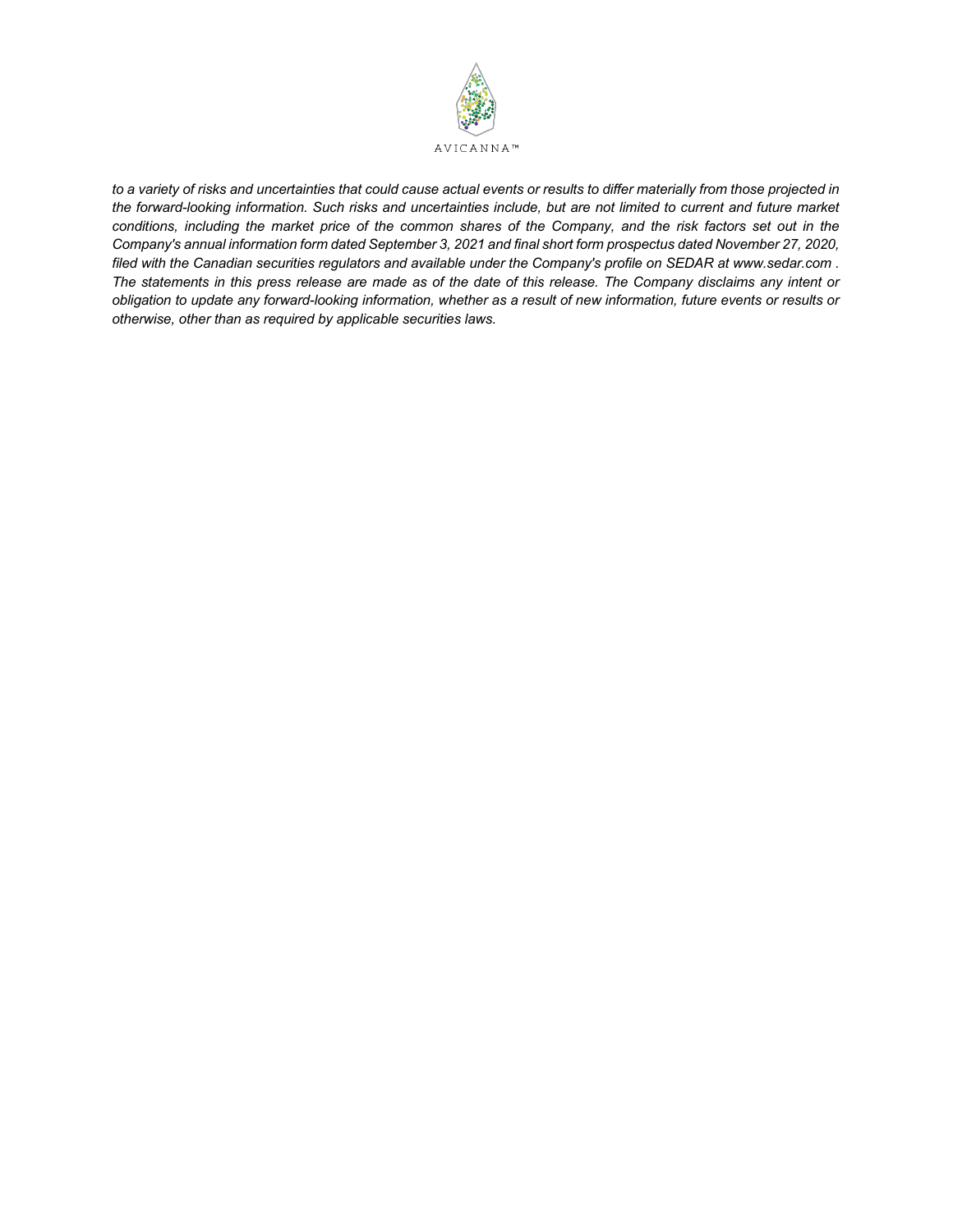*to a variety of risks and uncertainties that could cause actual events or results to differ materially from those projected in the forward-looking information. Such risks and uncertainties include, but are not limited to current and future market conditions, including the market price of the common shares of the Company, and the risk factors set out in the Company's annual information form dated September 3, 2021 and final short form prospectus dated November 27, 2020, filed with the Canadian securities regulators and available under the Company's profile on SEDAR at www.sedar.com . The statements in this press release are made as of the date of this release. The Company disclaims any intent or obligation to update any forward-looking information, whether as a result of new information, future events or results or otherwise, other than as required by applicable securities laws.*